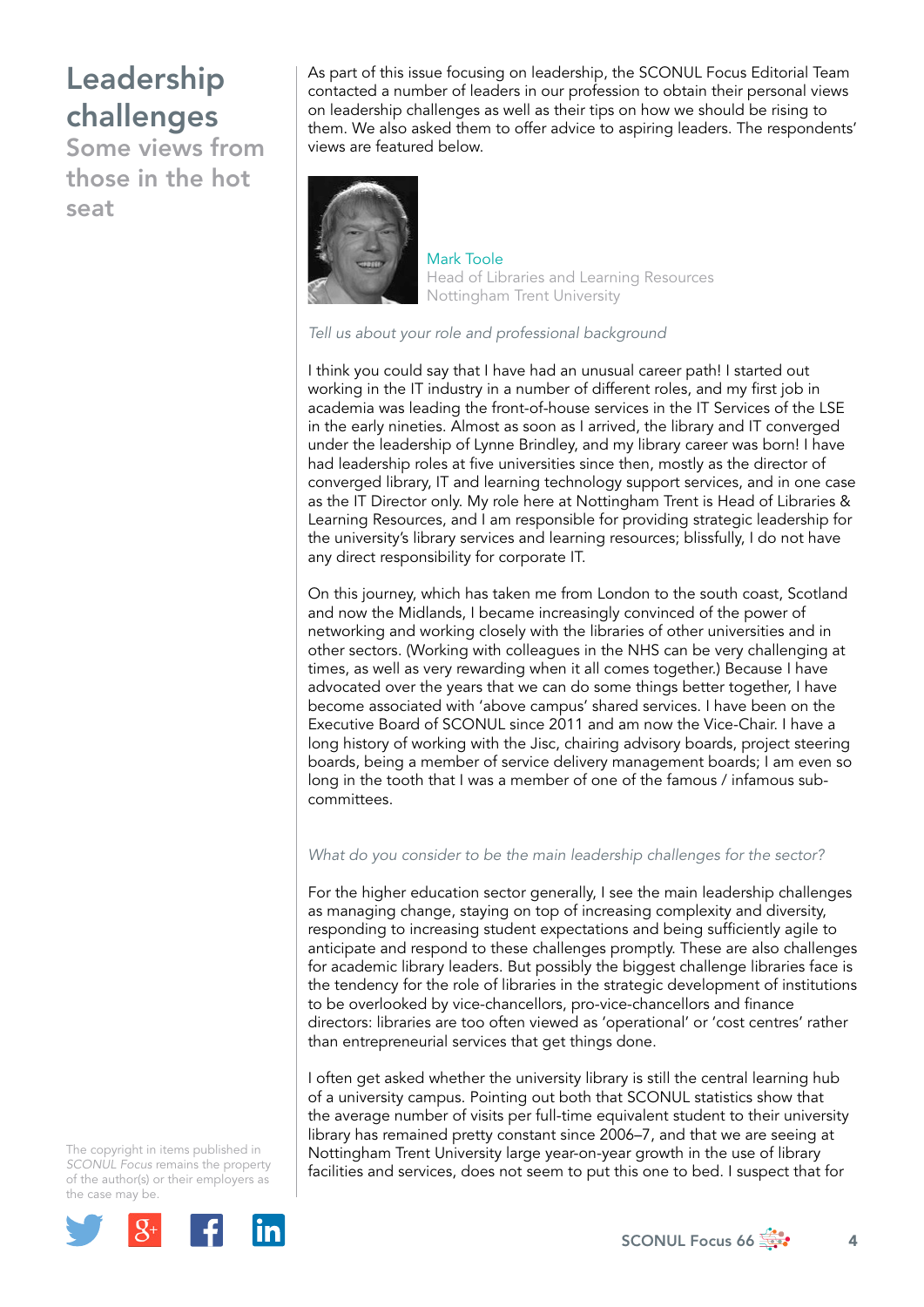# Leadership challenges

## Some views from those in the hot seat

The copyright in items published in *SCONUL Focus* remains the property of the author(s) or their employers as the case may be.

As part of this issue focusing on leadership, the SCONUL Focus Editorial Team contacted a number of leaders in our profession to obtain their personal views on leadership challenges as well as their tips on how we should be rising to them. We also asked them to offer advice to aspiring leaders. The respondents' views are featured below.

Mark Toole
Head of Libraries and Learning Resources
Nottingham Trent University

*Tell us about your role and professional background*

I think you could say that I have had an unusual career path! I started out working in the IT industry in a number of different roles, and my first job in academia was leading the front-of-house services in the IT Services of the LSE in the early nineties. Almost as soon as I arrived, the library and IT converged under the leadership of Lynne Brindley, and my library career was born! I have had leadership roles at five universities since then, mostly as the director of converged library, IT and learning technology support services, and in one case as the IT Director only. My role here at Nottingham Trent is Head of Libraries & Learning Resources, and I am responsible for providing strategic leadership for the university's library services and learning resources; blissfully, I do not have any direct responsibility for corporate IT.

On this journey, which has taken me from London to the south coast, Scotland and now the Midlands, I became increasingly convinced of the power of networking and working closely with the libraries of other universities and in other sectors. (Working with colleagues in the NHS can be very challenging at times, as well as very rewarding when it all comes together.) Because I have advocated over the years that we can do some things better together, I have become associated with 'above campus' shared services. I have been on the Executive Board of SCONUL since 2011 and am now the Vice-Chair. I have a long history of working with the Jisc, chairing advisory boards, project steering boards, being a member of service delivery management boards; I am even so long in the tooth that I was a member of one of the famous / infamous sub-committees.

*What do you consider to be the main leadership challenges for the sector?*

For the higher education sector generally, I see the main leadership challenges as managing change, staying on top of increasing complexity and diversity, responding to increasing student expectations and being sufficiently agile to anticipate and respond to these challenges promptly. These are also challenges for academic library leaders. But possibly the biggest challenge libraries face is the tendency for the role of libraries in the strategic development of institutions to be overlooked by vice-chancellors, pro-vice-chancellors and finance directors: libraries are too often viewed as 'operational' or 'cost centres' rather than entrepreneurial services that get things done.

I often get asked whether the university library is still the central learning hub of a university campus. Pointing out both that SCONUL statistics show that the average number of visits per full-time equivalent student to their university library has remained pretty constant since 2006–7, and that we are seeing at Nottingham Trent University large year-on-year growth in the use of library facilities and services, does not seem to put this one to bed. I suspect that for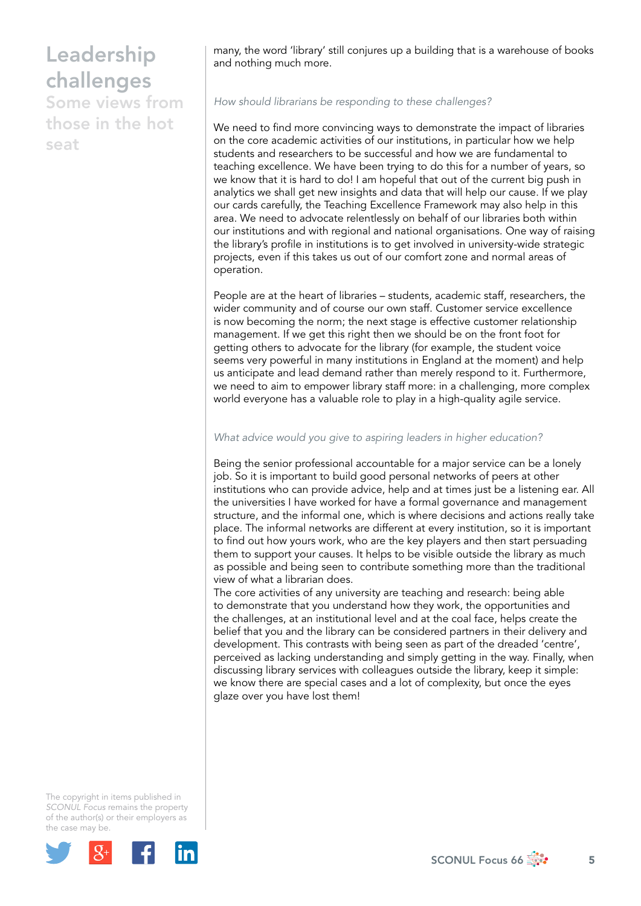many, the word 'library' still conjures up a building that is a warehouse of books and nothing much more.

*How should librarians be responding to these challenges?*

We need to find more convincing ways to demonstrate the impact of libraries on the core academic activities of our institutions, in particular how we help students and researchers to be successful and how we are fundamental to teaching excellence. We have been trying to do this for a number of years, so we know that it is hard to do! I am hopeful that out of the current big push in analytics we shall get new insights and data that will help our cause. If we play our cards carefully, the Teaching Excellence Framework may also help in this area. We need to advocate relentlessly on behalf of our libraries both within our institutions and with regional and national organisations. One way of raising the library's profile in institutions is to get involved in university-wide strategic projects, even if this takes us out of our comfort zone and normal areas of operation.

People are at the heart of libraries – students, academic staff, researchers, the wider community and of course our own staff. Customer service excellence is now becoming the norm; the next stage is effective customer relationship management. If we get this right then we should be on the front foot for getting others to advocate for the library (for example, the student voice seems very powerful in many institutions in England at the moment) and help us anticipate and lead demand rather than merely respond to it. Furthermore, we need to aim to empower library staff more: in a challenging, more complex world everyone has a valuable role to play in a high-quality agile service.

*What advice would you give to aspiring leaders in higher education?*

Being the senior professional accountable for a major service can be a lonely job. So it is important to build good personal networks of peers at other institutions who can provide advice, help and at times just be a listening ear. All the universities I have worked for have a formal governance and management structure, and the informal one, which is where decisions and actions really take place. The informal networks are different at every institution, so it is important to find out how yours work, who are the key players and then start persuading them to support your causes. It helps to be visible outside the library as much as possible and being seen to contribute something more than the traditional view of what a librarian does.

The core activities of any university are teaching and research: being able to demonstrate that you understand how they work, the opportunities and the challenges, at an institutional level and at the coal face, helps create the belief that you and the library can be considered partners in their delivery and development. This contrasts with being seen as part of the dreaded 'centre', perceived as lacking understanding and simply getting in the way. Finally, when discussing library services with colleagues outside the library, keep it simple: we know there are special cases and a lot of complexity, but once the eyes glaze over you have lost them!

The copyright in items published in *SCONUL Focus* remains the property of the author(s) or their employers as the case may be.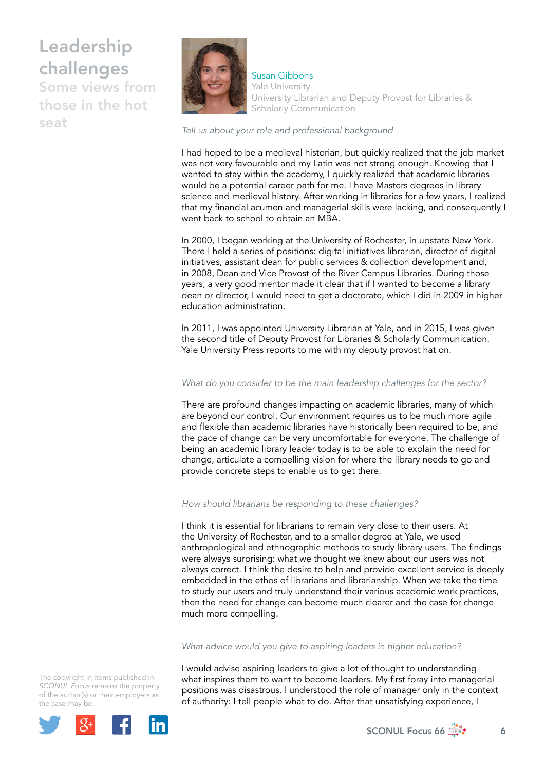# Leadership challenges

## Some views from those in the hot seat

**Susan Gibbons**
Yale University
University Librarian and Deputy Provost for Libraries & Scholarly Communication

*Tell us about your role and professional background*

I had hoped to be a medieval historian, but quickly realized that the job market was not very favourable and my Latin was not strong enough. Knowing that I wanted to stay within the academy, I quickly realized that academic libraries would be a potential career path for me. I have Masters degrees in library science and medieval history. After working in libraries for a few years, I realized that my financial acumen and managerial skills were lacking, and consequently I went back to school to obtain an MBA.

In 2000, I began working at the University of Rochester, in upstate New York. There I held a series of positions: digital initiatives librarian, director of digital initiatives, assistant dean for public services & collection development and, in 2008, Dean and Vice Provost of the River Campus Libraries. During those years, a very good mentor made it clear that if I wanted to become a library dean or director, I would need to get a doctorate, which I did in 2009 in higher education administration.

In 2011, I was appointed University Librarian at Yale, and in 2015, I was given the second title of Deputy Provost for Libraries & Scholarly Communication. Yale University Press reports to me with my deputy provost hat on.

*What do you consider to be the main leadership challenges for the sector?*

There are profound changes impacting on academic libraries, many of which are beyond our control. Our environment requires us to be much more agile and flexible than academic libraries have historically been required to be, and the pace of change can be very uncomfortable for everyone. The challenge of being an academic library leader today is to be able to explain the need for change, articulate a compelling vision for where the library needs to go and provide concrete steps to enable us to get there.

*How should librarians be responding to these challenges?*

I think it is essential for librarians to remain very close to their users. At the University of Rochester, and to a smaller degree at Yale, we used anthropological and ethnographic methods to study library users. The findings were always surprising: what we thought we knew about our users was not always correct. I think the desire to help and provide excellent service is deeply embedded in the ethos of librarians and librarianship. When we take the time to study our users and truly understand their various academic work practices, then the need for change can become much clearer and the case for change much more compelling.

*What advice would you give to aspiring leaders in higher education?*

I would advise aspiring leaders to give a lot of thought to understanding what inspires them to want to become leaders. My first foray into managerial positions was disastrous. I understood the role of manager only in the context of authority: I tell people what to do. After that unsatisfying experience, I

The copyright in items published in *SCONUL Focus* remains the property of the author(s) or their employers as the case may be.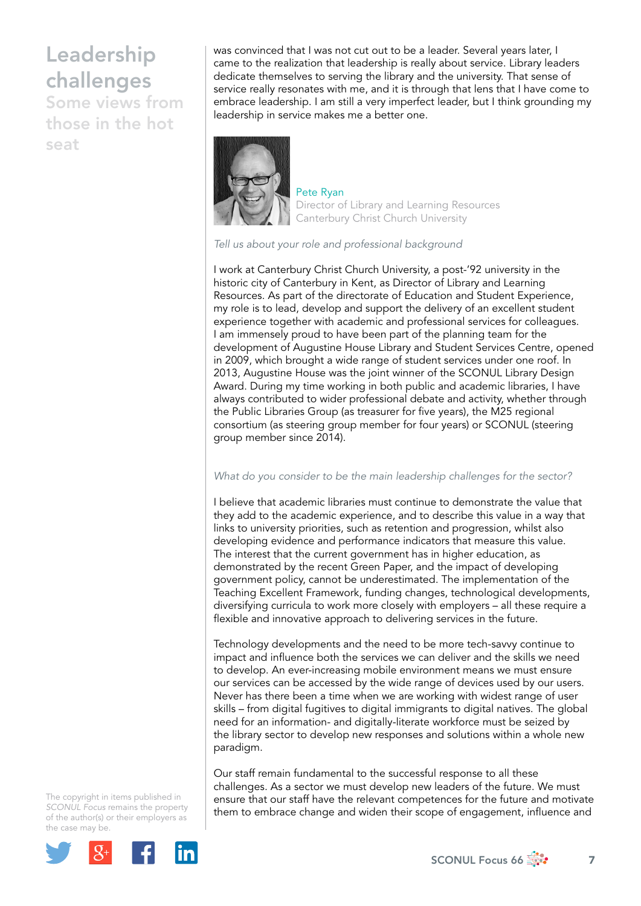was convinced that I was not cut out to be a leader. Several years later, I came to the realization that leadership is really about service. Library leaders dedicate themselves to serving the library and the university. That sense of service really resonates with me, and it is through that lens that I have come to embrace leadership. I am still a very imperfect leader, but I think grounding my leadership in service makes me a better one.

Pete Ryan
Director of Library and Learning Resources
Canterbury Christ Church University

*Tell us about your role and professional background*

I work at Canterbury Christ Church University, a post-'92 university in the historic city of Canterbury in Kent, as Director of Library and Learning Resources. As part of the directorate of Education and Student Experience, my role is to lead, develop and support the delivery of an excellent student experience together with academic and professional services for colleagues. I am immensely proud to have been part of the planning team for the development of Augustine House Library and Student Services Centre, opened in 2009, which brought a wide range of student services under one roof. In 2013, Augustine House was the joint winner of the SCONUL Library Design Award. During my time working in both public and academic libraries, I have always contributed to wider professional debate and activity, whether through the Public Libraries Group (as treasurer for five years), the M25 regional consortium (as steering group member for four years) or SCONUL (steering group member since 2014).

*What do you consider to be the main leadership challenges for the sector?*

I believe that academic libraries must continue to demonstrate the value that they add to the academic experience, and to describe this value in a way that links to university priorities, such as retention and progression, whilst also developing evidence and performance indicators that measure this value. The interest that the current government has in higher education, as demonstrated by the recent Green Paper, and the impact of developing government policy, cannot be underestimated. The implementation of the Teaching Excellent Framework, funding changes, technological developments, diversifying curricula to work more closely with employers – all these require a flexible and innovative approach to delivering services in the future.

Technology developments and the need to be more tech-savvy continue to impact and influence both the services we can deliver and the skills we need to develop. An ever-increasing mobile environment means we must ensure our services can be accessed by the wide range of devices used by our users. Never has there been a time when we are working with widest range of user skills – from digital fugitives to digital immigrants to digital natives. The global need for an information- and digitally-literate workforce must be seized by the library sector to develop new responses and solutions within a whole new paradigm.

Our staff remain fundamental to the successful response to all these challenges. As a sector we must develop new leaders of the future. We must ensure that our staff have the relevant competences for the future and motivate them to embrace change and widen their scope of engagement, influence and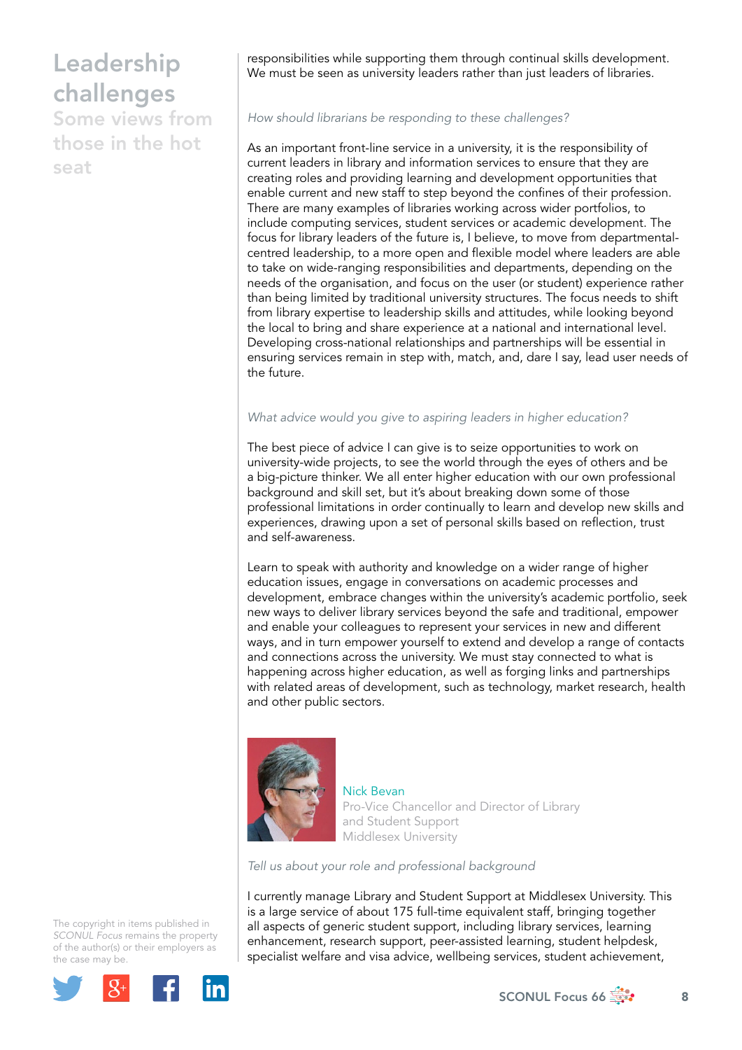responsibilities while supporting them through continual skills development. We must be seen as university leaders rather than just leaders of libraries.

*How should librarians be responding to these challenges?*

As an important front-line service in a university, it is the responsibility of current leaders in library and information services to ensure that they are creating roles and providing learning and development opportunities that enable current and new staff to step beyond the confines of their profession. There are many examples of libraries working across wider portfolios, to include computing services, student services or academic development. The focus for library leaders of the future is, I believe, to move from departmental-centred leadership, to a more open and flexible model where leaders are able to take on wide-ranging responsibilities and departments, depending on the needs of the organisation, and focus on the user (or student) experience rather than being limited by traditional university structures. The focus needs to shift from library expertise to leadership skills and attitudes, while looking beyond the local to bring and share experience at a national and international level. Developing cross-national relationships and partnerships will be essential in ensuring services remain in step with, match, and, dare I say, lead user needs of the future.

*What advice would you give to aspiring leaders in higher education?*

The best piece of advice I can give is to seize opportunities to work on university-wide projects, to see the world through the eyes of others and be a big-picture thinker. We all enter higher education with our own professional background and skill set, but it's about breaking down some of those professional limitations in order continually to learn and develop new skills and experiences, drawing upon a set of personal skills based on reflection, trust and self-awareness.

Learn to speak with authority and knowledge on a wider range of higher education issues, engage in conversations on academic processes and development, embrace changes within the university's academic portfolio, seek new ways to deliver library services beyond the safe and traditional, empower and enable your colleagues to represent your services in new and different ways, and in turn empower yourself to extend and develop a range of contacts and connections across the university. We must stay connected to what is happening across higher education, as well as forging links and partnerships with related areas of development, such as technology, market research, health and other public sectors.

Nick Bevan
Pro-Vice Chancellor and Director of Library and Student Support
Middlesex University

*Tell us about your role and professional background*

I currently manage Library and Student Support at Middlesex University. This is a large service of about 175 full-time equivalent staff, bringing together all aspects of generic student support, including library services, learning enhancement, research support, peer-assisted learning, student helpdesk, specialist welfare and visa advice, wellbeing services, student achievement,

The copyright in items published in *SCONUL Focus* remains the property of the author(s) or their employers as the case may be.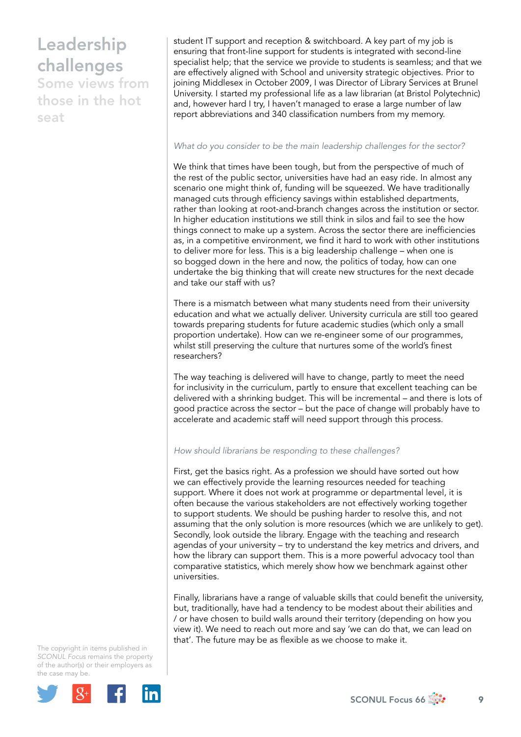student IT support and reception & switchboard. A key part of my job is ensuring that front-line support for students is integrated with second-line specialist help; that the service we provide to students is seamless; and that we are effectively aligned with School and university strategic objectives. Prior to joining Middlesex in October 2009, I was Director of Library Services at Brunel University. I started my professional life as a law librarian (at Bristol Polytechnic) and, however hard I try, I haven't managed to erase a large number of law report abbreviations and 340 classification numbers from my memory.

*What do you consider to be the main leadership challenges for the sector?*

We think that times have been tough, but from the perspective of much of the rest of the public sector, universities have had an easy ride. In almost any scenario one might think of, funding will be squeezed. We have traditionally managed cuts through efficiency savings within established departments, rather than looking at root-and-branch changes across the institution or sector. In higher education institutions we still think in silos and fail to see the how things connect to make up a system. Across the sector there are inefficiencies as, in a competitive environment, we find it hard to work with other institutions to deliver more for less. This is a big leadership challenge – when one is so bogged down in the here and now, the politics of today, how can one undertake the big thinking that will create new structures for the next decade and take our staff with us?

There is a mismatch between what many students need from their university education and what we actually deliver. University curricula are still too geared towards preparing students for future academic studies (which only a small proportion undertake). How can we re-engineer some of our programmes, whilst still preserving the culture that nurtures some of the world's finest researchers?

The way teaching is delivered will have to change, partly to meet the need for inclusivity in the curriculum, partly to ensure that excellent teaching can be delivered with a shrinking budget. This will be incremental – and there is lots of good practice across the sector – but the pace of change will probably have to accelerate and academic staff will need support through this process.

*How should librarians be responding to these challenges?*

First, get the basics right. As a profession we should have sorted out how we can effectively provide the learning resources needed for teaching support. Where it does not work at programme or departmental level, it is often because the various stakeholders are not effectively working together to support students. We should be pushing harder to resolve this, and not assuming that the only solution is more resources (which we are unlikely to get). Secondly, look outside the library. Engage with the teaching and research agendas of your university – try to understand the key metrics and drivers, and how the library can support them. This is a more powerful advocacy tool than comparative statistics, which merely show how we benchmark against other universities.

Finally, librarians have a range of valuable skills that could benefit the university, but, traditionally, have had a tendency to be modest about their abilities and / or have chosen to build walls around their territory (depending on how you view it). We need to reach out more and say 'we can do that, we can lead on that'. The future may be as flexible as we choose to make it.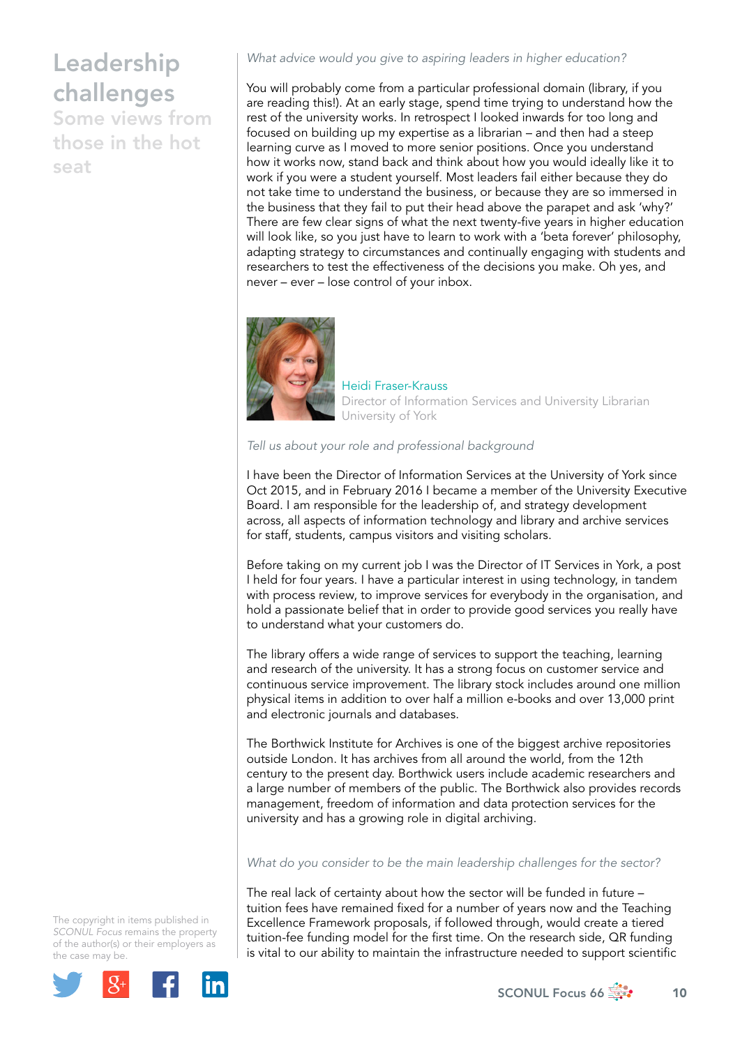# Leadership challenges

## Some views from those in the hot seat

*What advice would you give to aspiring leaders in higher education?*

You will probably come from a particular professional domain (library, if you are reading this!). At an early stage, spend time trying to understand how the rest of the university works. In retrospect I looked inwards for too long and focused on building up my expertise as a librarian – and then had a steep learning curve as I moved to more senior positions. Once you understand how it works now, stand back and think about how you would ideally like it to work if you were a student yourself. Most leaders fail either because they do not take time to understand the business, or because they are so immersed in the business that they fail to put their head above the parapet and ask 'why?' There are few clear signs of what the next twenty-five years in higher education will look like, so you just have to learn to work with a 'beta forever' philosophy, adapting strategy to circumstances and continually engaging with students and researchers to test the effectiveness of the decisions you make. Oh yes, and never – ever – lose control of your inbox.

Heidi Fraser-Krauss
Director of Information Services and University Librarian
University of York

*Tell us about your role and professional background*

I have been the Director of Information Services at the University of York since Oct 2015, and in February 2016 I became a member of the University Executive Board. I am responsible for the leadership of, and strategy development across, all aspects of information technology and library and archive services for staff, students, campus visitors and visiting scholars.

Before taking on my current job I was the Director of IT Services in York, a post I held for four years. I have a particular interest in using technology, in tandem with process review, to improve services for everybody in the organisation, and hold a passionate belief that in order to provide good services you really have to understand what your customers do.

The library offers a wide range of services to support the teaching, learning and research of the university. It has a strong focus on customer service and continuous service improvement. The library stock includes around one million physical items in addition to over half a million e-books and over 13,000 print and electronic journals and databases.

The Borthwick Institute for Archives is one of the biggest archive repositories outside London. It has archives from all around the world, from the 12th century to the present day. Borthwick users include academic researchers and a large number of members of the public. The Borthwick also provides records management, freedom of information and data protection services for the university and has a growing role in digital archiving.

*What do you consider to be the main leadership challenges for the sector?*

The real lack of certainty about how the sector will be funded in future – tuition fees have remained fixed for a number of years now and the Teaching Excellence Framework proposals, if followed through, would create a tiered tuition-fee funding model for the first time. On the research side, QR funding is vital to our ability to maintain the infrastructure needed to support scientific

The copyright in items published in *SCONUL Focus* remains the property of the author(s) or their employers as the case may be.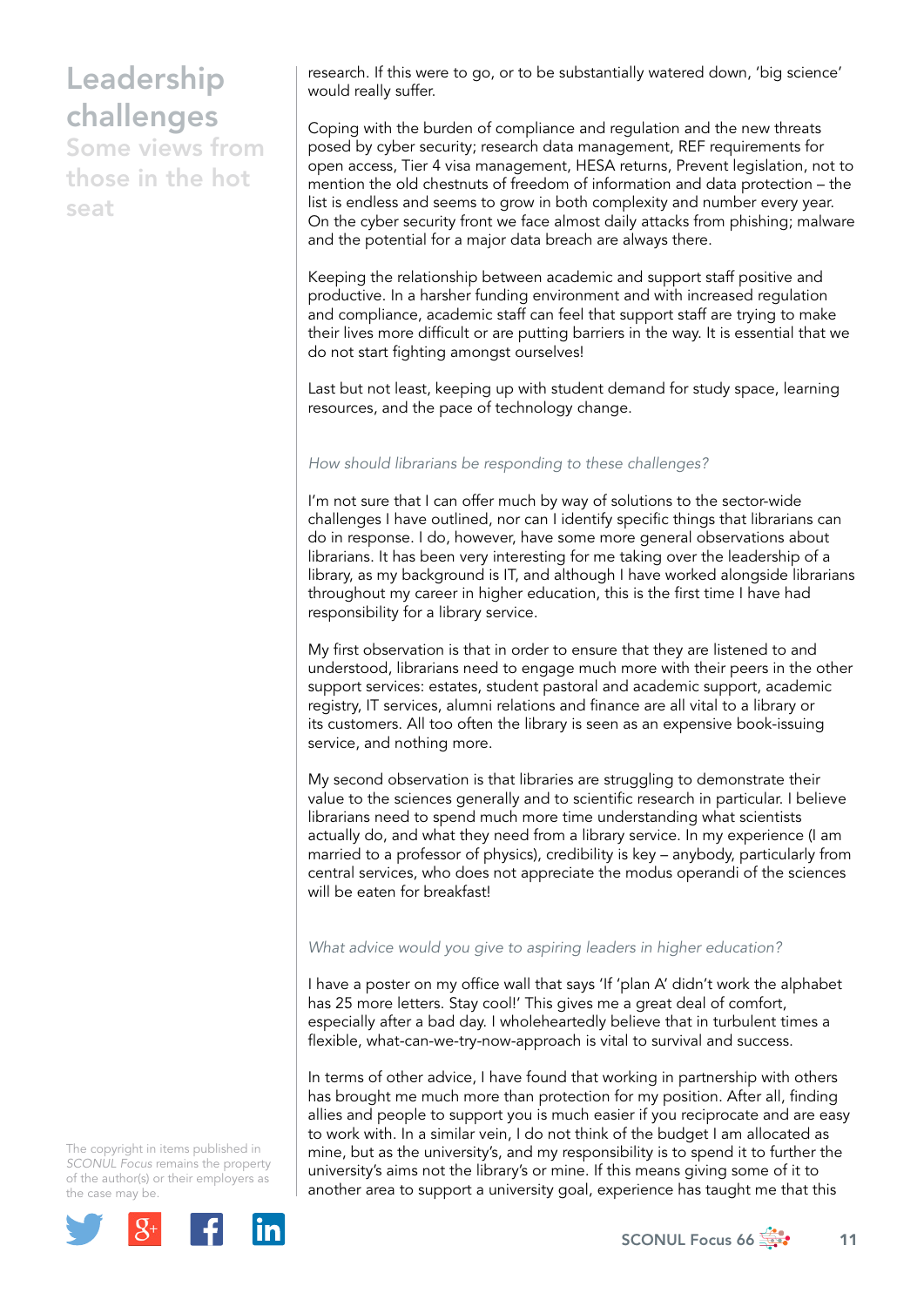research. If this were to go, or to be substantially watered down, 'big science' would really suffer.

Coping with the burden of compliance and regulation and the new threats posed by cyber security; research data management, REF requirements for open access, Tier 4 visa management, HESA returns, Prevent legislation, not to mention the old chestnuts of freedom of information and data protection – the list is endless and seems to grow in both complexity and number every year. On the cyber security front we face almost daily attacks from phishing; malware and the potential for a major data breach are always there.

Keeping the relationship between academic and support staff positive and productive. In a harsher funding environment and with increased regulation and compliance, academic staff can feel that support staff are trying to make their lives more difficult or are putting barriers in the way. It is essential that we do not start fighting amongst ourselves!

Last but not least, keeping up with student demand for study space, learning resources, and the pace of technology change.

*How should librarians be responding to these challenges?*

I'm not sure that I can offer much by way of solutions to the sector-wide challenges I have outlined, nor can I identify specific things that librarians can do in response. I do, however, have some more general observations about librarians. It has been very interesting for me taking over the leadership of a library, as my background is IT, and although I have worked alongside librarians throughout my career in higher education, this is the first time I have had responsibility for a library service.

My first observation is that in order to ensure that they are listened to and understood, librarians need to engage much more with their peers in the other support services: estates, student pastoral and academic support, academic registry, IT services, alumni relations and finance are all vital to a library or its customers. All too often the library is seen as an expensive book-issuing service, and nothing more.

My second observation is that libraries are struggling to demonstrate their value to the sciences generally and to scientific research in particular. I believe librarians need to spend much more time understanding what scientists actually do, and what they need from a library service. In my experience (I am married to a professor of physics), credibility is key – anybody, particularly from central services, who does not appreciate the modus operandi of the sciences will be eaten for breakfast!

*What advice would you give to aspiring leaders in higher education?*

I have a poster on my office wall that says 'If 'plan A' didn't work the alphabet has 25 more letters. Stay cool!' This gives me a great deal of comfort, especially after a bad day. I wholeheartedly believe that in turbulent times a flexible, what-can-we-try-now-approach is vital to survival and success.

In terms of other advice, I have found that working in partnership with others has brought me much more than protection for my position. After all, finding allies and people to support you is much easier if you reciprocate and are easy to work with. In a similar vein, I do not think of the budget I am allocated as mine, but as the university's, and my responsibility is to spend it to further the university's aims not the library's or mine. If this means giving some of it to another area to support a university goal, experience has taught me that this

The copyright in items published in *SCONUL Focus* remains the property of the author(s) or their employers as the case may be.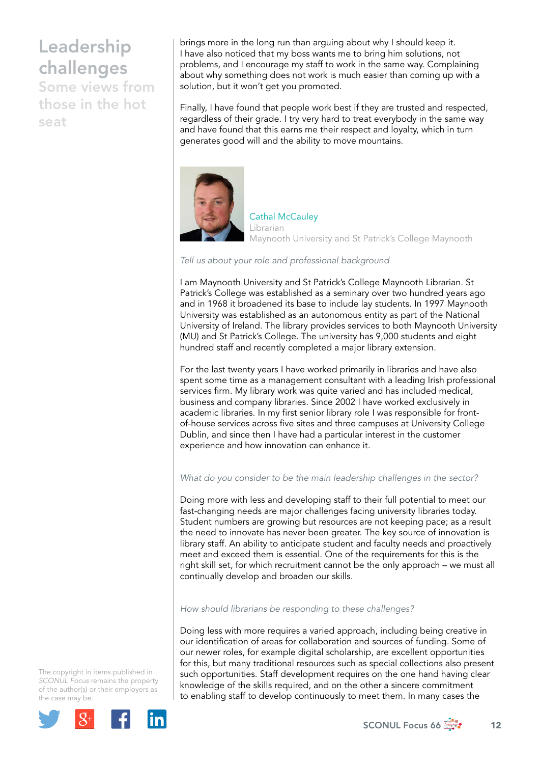brings more in the long run than arguing about why I should keep it. I have also noticed that my boss wants me to bring him solutions, not problems, and I encourage my staff to work in the same way. Complaining about why something does not work is much easier than coming up with a solution, but it won't get you promoted.

Finally, I have found that people work best if they are trusted and respected, regardless of their grade. I try very hard to treat everybody in the same way and have found that this earns me their respect and loyalty, which in turn generates good will and the ability to move mountains.

Cathal McCauley
Librarian
Maynooth University and St Patrick's College Maynooth

*Tell us about your role and professional background*

I am Maynooth University and St Patrick's College Maynooth Librarian. St Patrick's College was established as a seminary over two hundred years ago and in 1968 it broadened its base to include lay students. In 1997 Maynooth University was established as an autonomous entity as part of the National University of Ireland. The library provides services to both Maynooth University (MU) and St Patrick's College. The university has 9,000 students and eight hundred staff and recently completed a major library extension.

For the last twenty years I have worked primarily in libraries and have also spent some time as a management consultant with a leading Irish professional services firm. My library work was quite varied and has included medical, business and company libraries. Since 2002 I have worked exclusively in academic libraries. In my first senior library role I was responsible for front-of-house services across five sites and three campuses at University College Dublin, and since then I have had a particular interest in the customer experience and how innovation can enhance it.

*What do you consider to be the main leadership challenges in the sector?*

Doing more with less and developing staff to their full potential to meet our fast-changing needs are major challenges facing university libraries today. Student numbers are growing but resources are not keeping pace; as a result the need to innovate has never been greater. The key source of innovation is library staff. An ability to anticipate student and faculty needs and proactively meet and exceed them is essential. One of the requirements for this is the right skill set, for which recruitment cannot be the only approach – we must all continually develop and broaden our skills.

*How should librarians be responding to these challenges?*

Doing less with more requires a varied approach, including being creative in our identification of areas for collaboration and sources of funding. Some of our newer roles, for example digital scholarship, are excellent opportunities for this, but many traditional resources such as special collections also present such opportunities. Staff development requires on the one hand having clear knowledge of the skills required, and on the other a sincere commitment to enabling staff to develop continuously to meet them. In many cases the

The copyright in items published in *SCONUL Focus* remains the property of the author(s) or their employers as the case may be.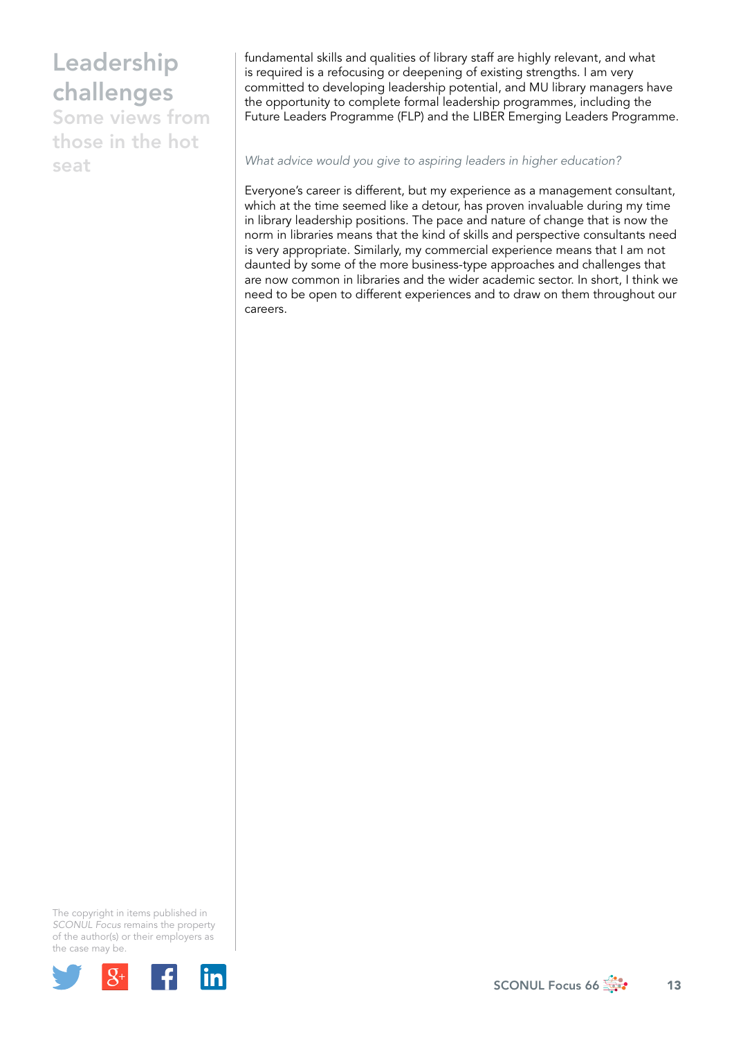fundamental skills and qualities of library staff are highly relevant, and what is required is a refocusing or deepening of existing strengths. I am very committed to developing leadership potential, and MU library managers have the opportunity to complete formal leadership programmes, including the Future Leaders Programme (FLP) and the LIBER Emerging Leaders Programme.

*What advice would you give to aspiring leaders in higher education?*

Everyone's career is different, but my experience as a management consultant, which at the time seemed like a detour, has proven invaluable during my time in library leadership positions. The pace and nature of change that is now the norm in libraries means that the kind of skills and perspective consultants need is very appropriate. Similarly, my commercial experience means that I am not daunted by some of the more business-type approaches and challenges that are now common in libraries and the wider academic sector. In short, I think we need to be open to different experiences and to draw on them throughout our careers.

The copyright in items published in *SCONUL Focus* remains the property of the author(s) or their employers as the case may be.